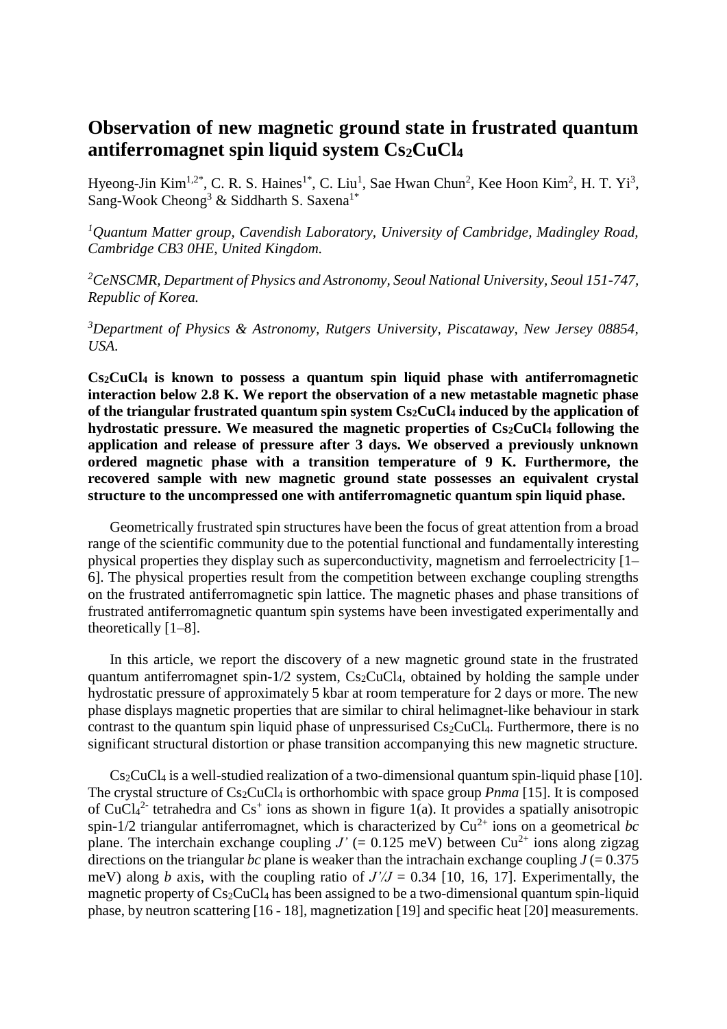# Observation of new magnetic ground state in frustrated quantum antiferromagnet spin liquid system $Cs_2CuCl_4$

Hyeong-Jin Kim[1,2*], C. R. S. Haines[1*], C. Liu[1], Sae Hwan Chun[2], Kee Hoon Kim[2], H. T. Yi[3], Sang-Wook Cheong[3] & Siddharth S. Saxena[1*]

*[1]Quantum Matter group, Cavendish Laboratory, University of Cambridge, Madingley Road, Cambridge CB3 0HE, United Kingdom.*

*[2]CeNSCMR, Department of Physics and Astronomy, Seoul National University, Seoul 151-747, Republic of Korea.*

*[3]Department of Physics & Astronomy, Rutgers University, Piscataway, New Jersey 08854, USA.*

**$Cs_2CuCl_4$ is known to possess a quantum spin liquid phase with antiferromagnetic interaction below 2.8 K. We report the observation of a new metastable magnetic phase of the triangular frustrated quantum spin system $Cs_2CuCl_4$ induced by the application of hydrostatic pressure. We measured the magnetic properties of $Cs_2CuCl_4$ following the application and release of pressure after 3 days. We observed a previously unknown ordered magnetic phase with a transition temperature of 9 K. Furthermore, the recovered sample with new magnetic ground state possesses an equivalent crystal structure to the uncompressed one with antiferromagnetic quantum spin liquid phase.**

Geometrically frustrated spin structures have been the focus of great attention from a broad range of the scientific community due to the potential functional and fundamentally interesting physical properties they display such as superconductivity, magnetism and ferroelectricity [1–6]. The physical properties result from the competition between exchange coupling strengths on the frustrated antiferromagnetic spin lattice. The magnetic phases and phase transitions of frustrated antiferromagnetic quantum spin systems have been investigated experimentally and theoretically [1–8].

In this article, we report the discovery of a new magnetic ground state in the frustrated quantum antiferromagnet spin-1/2 system, $Cs_2CuCl_4$, obtained by holding the sample under hydrostatic pressure of approximately 5 kbar at room temperature for 2 days or more. The new phase displays magnetic properties that are similar to chiral helimagnet-like behaviour in stark contrast to the quantum spin liquid phase of unpressurised $Cs_2CuCl_4$. Furthermore, there is no significant structural distortion or phase transition accompanying this new magnetic structure.

$Cs_2CuCl_4$ is a well-studied realization of a two-dimensional quantum spin-liquid phase [10]. The crystal structure of $Cs_2CuCl_4$ is orthorhombic with space group *Pnma* [15]. It is composed of $CuCl_4^{2-}$ tetrahedra and $Cs^+$ ions as shown in figure 1(a). It provides a spatially anisotropic spin-1/2 triangular antiferromagnet, which is characterized by $Cu^{2+}$ ions on a geometrical *bc* plane. The interchain exchange coupling $J'$ (= 0.125 meV) between $Cu^{2+}$ ions along zigzag directions on the triangular *bc* plane is weaker than the intrachain exchange coupling $J$ (= 0.375 meV) along *b* axis, with the coupling ratio of $J'/J$ = 0.34 [10, 16, 17]. Experimentally, the magnetic property of $Cs_2CuCl_4$ has been assigned to be a two-dimensional quantum spin-liquid phase, by neutron scattering [16 - 18], magnetization [19] and specific heat [20] measurements.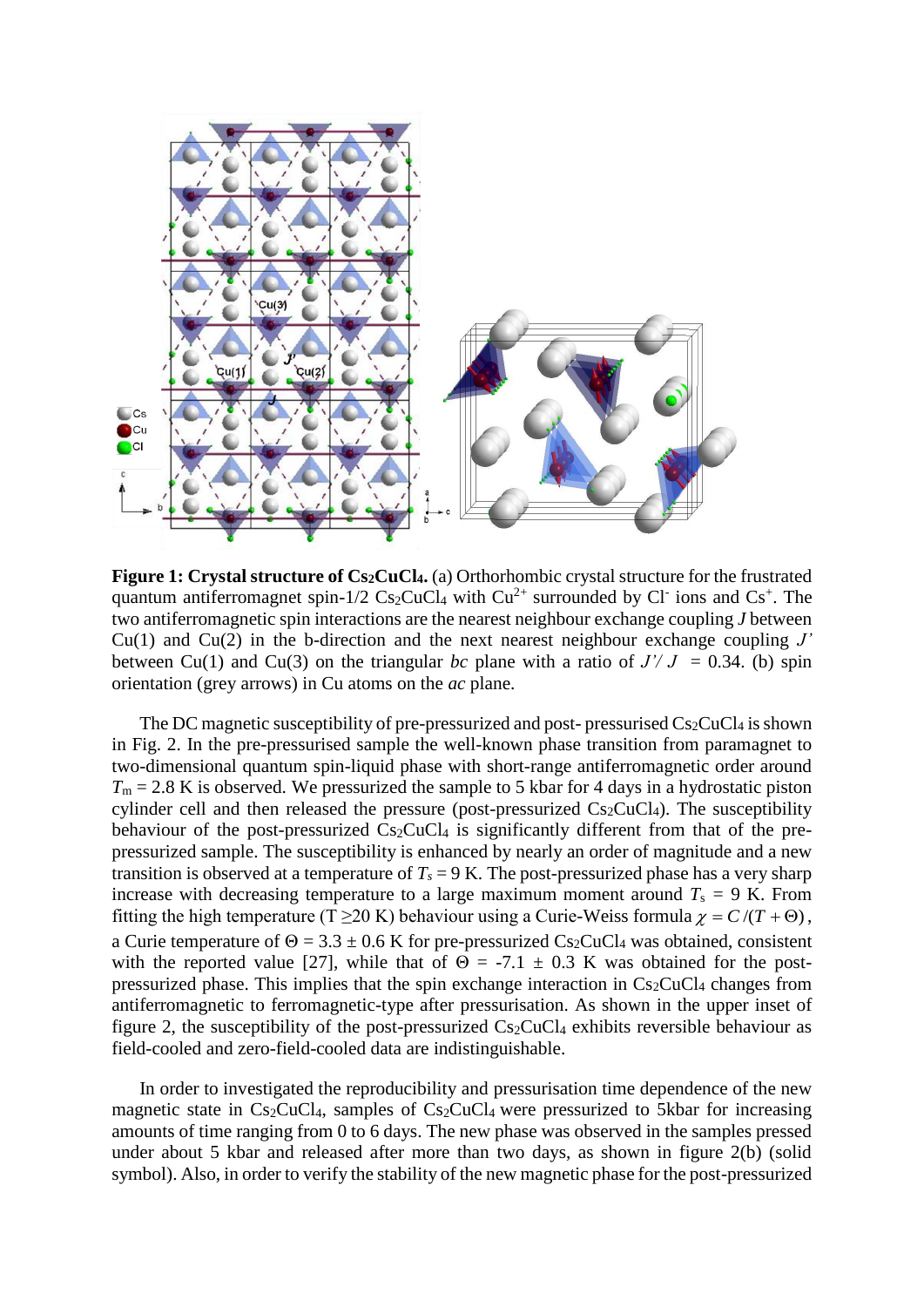**Figure 1: Crystal structure of $Cs_2CuCl_4$.** (a) Orthorhombic crystal structure for the frustrated quantum antiferromagnet spin-1/2 $Cs_2CuCl_4$ with $Cu^{2+}$ surrounded by $Cl^-$ ions and $Cs^+$. The two antiferromagnetic spin interactions are the nearest neighbour exchange coupling $J$ between Cu(1) and Cu(2) in the b-direction and the next nearest neighbour exchange coupling $J'$ between Cu(1) and Cu(3) on the triangular *bc* plane with a ratio of $J'/J = 0.34$. (b) spin orientation (grey arrows) in Cu atoms on the *ac* plane.

The DC magnetic susceptibility of pre-pressurized and post- pressurised $Cs_2CuCl_4$ is shown in Fig. 2. In the pre-pressurised sample the well-known phase transition from paramagnet to two-dimensional quantum spin-liquid phase with short-range antiferromagnetic order around $T_m = 2.8$ K is observed. We pressurized the sample to 5 kbar for 4 days in a hydrostatic piston cylinder cell and then released the pressure (post-pressurized $Cs_2CuCl_4$). The susceptibility behaviour of the post-pressurized $Cs_2CuCl_4$ is significantly different from that of the pre-pressurized sample. The susceptibility is enhanced by nearly an order of magnitude and a new transition is observed at a temperature of $T_s = 9$ K. The post-pressurized phase has a very sharp increase with decreasing temperature to a large maximum moment around $T_s = 9$ K. From fitting the high temperature ($T \geq 20$ K) behaviour using a Curie-Weiss formula $\chi = C/(T + \Theta)$, a Curie temperature of $\Theta = 3.3 \pm 0.6$ K for pre-pressurized $Cs_2CuCl_4$ was obtained, consistent with the reported value [27], while that of $\Theta = -7.1 \pm 0.3$ K was obtained for the post-pressurized phase. This implies that the spin exchange interaction in $Cs_2CuCl_4$ changes from antiferromagnetic to ferromagnetic-type after pressurisation. As shown in the upper inset of figure 2, the susceptibility of the post-pressurized $Cs_2CuCl_4$ exhibits reversible behaviour as field-cooled and zero-field-cooled data are indistinguishable.

In order to investigated the reproducibility and pressurisation time dependence of the new magnetic state in $Cs_2CuCl_4$, samples of $Cs_2CuCl_4$ were pressurized to 5kbar for increasing amounts of time ranging from 0 to 6 days. The new phase was observed in the samples pressed under about 5 kbar and released after more than two days, as shown in figure 2(b) (solid symbol). Also, in order to verify the stability of the new magnetic phase for the post-pressurized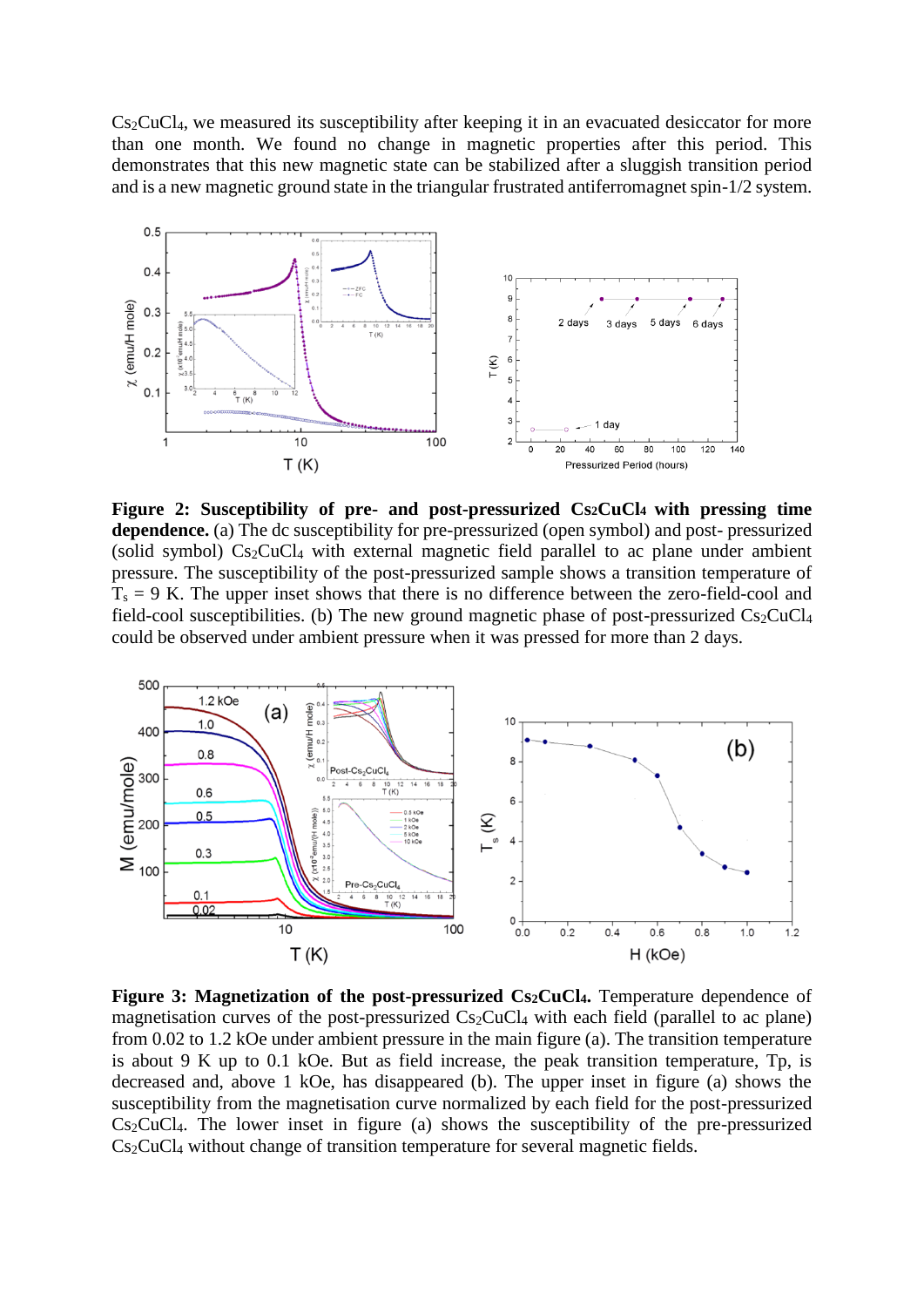$Cs_2CuCl_4$, we measured its susceptibility after keeping it in an evacuated desiccator for more than one month. We found no change in magnetic properties after this period. This demonstrates that this new magnetic state can be stabilized after a sluggish transition period and is a new magnetic ground state in the triangular frustrated antiferromagnet spin-1/2 system.

**Figure 2: Susceptibility of pre- and post-pressurized $Cs_2CuCl_4$ with pressing time dependence.** (a) The dc susceptibility for pre-pressurized (open symbol) and post- pressurized (solid symbol) $Cs_2CuCl_4$ with external magnetic field parallel to ac plane under ambient pressure. The susceptibility of the post-pressurized sample shows a transition temperature of $T_s$ = 9 K. The upper inset shows that there is no difference between the zero-field-cool and field-cool susceptibilities. (b) The new ground magnetic phase of post-pressurized $Cs_2CuCl_4$ could be observed under ambient pressure when it was pressed for more than 2 days.

**Figure 3: Magnetization of the post-pressurized $Cs_2CuCl_4$.** Temperature dependence of magnetisation curves of the post-pressurized $Cs_2CuCl_4$ with each field (parallel to ac plane) from 0.02 to 1.2 kOe under ambient pressure in the main figure (a). The transition temperature is about 9 K up to 0.1 kOe. But as field increase, the peak transition temperature, Tp, is decreased and, above 1 kOe, has disappeared (b). The upper inset in figure (a) shows the susceptibility from the magnetization curve normalized by each field for the post-pressurized $Cs_2CuCl_4$. The lower inset in figure (a) shows the susceptibility of the pre-pressurized $Cs_2CuCl_4$ without change of transition temperature for several magnetic fields.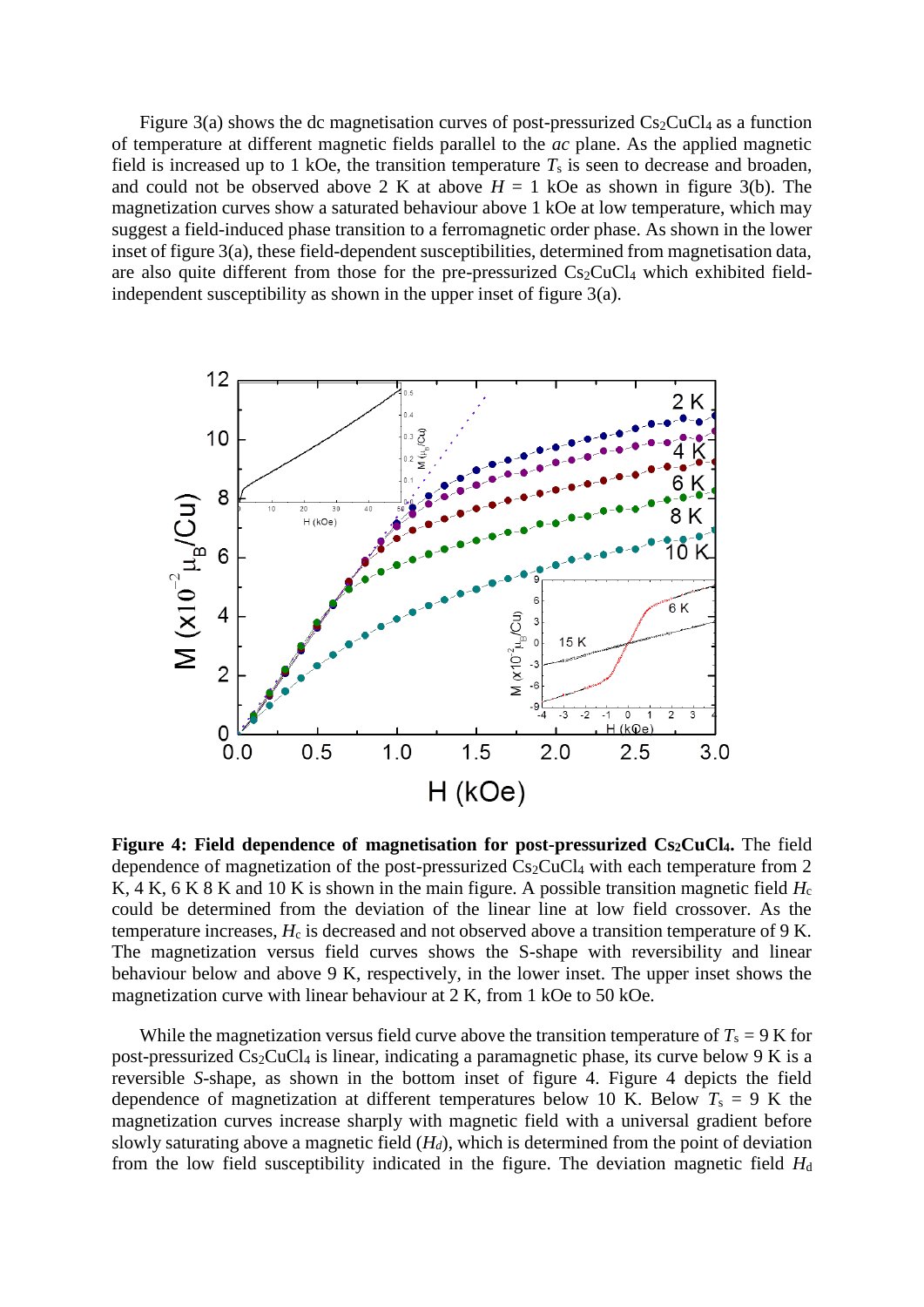Figure 3(a) shows the dc magnetisation curves of post-pressurized $Cs_2CuCl_4$ as a function of temperature at different magnetic fields parallel to the *ac* plane. As the applied magnetic field is increased up to 1 kOe, the transition temperature $T_s$ is seen to decrease and broaden, and could not be observed above 2 K at above $H$ = 1 kOe as shown in figure 3(b). The magnetization curves show a saturated behaviour above 1 kOe at low temperature, which may suggest a field-induced phase transition to a ferromagnetic order phase. As shown in the lower inset of figure 3(a), these field-dependent susceptibilities, determined from magnetisation data, are also quite different from those for the pre-pressurized $Cs_2CuCl_4$ which exhibited field-independent susceptibility as shown in the upper inset of figure 3(a).

**Figure 4: Field dependence of magnetisation for post-pressurized $Cs_2CuCl_4$.** The field dependence of magnetization of the post-pressurized $Cs_2CuCl_4$ with each temperature from 2 K, 4 K, 6 K 8 K and 10 K is shown in the main figure. A possible transition magnetic field $H_c$ could be determined from the deviation of the linear line at low field crossover. As the temperature increases, $H_c$ is decreased and not observed above a transition temperature of 9 K. The magnetization versus field curves shows the S-shape with reversibility and linear behaviour below and above 9 K, respectively, in the lower inset. The upper inset shows the magnetization curve with linear behaviour at 2 K, from 1 kOe to 50 kOe.

While the magnetization versus field curve above the transition temperature of $T_s$ = 9 K for post-pressurized $Cs_2CuCl_4$ is linear, indicating a paramagnetic phase, its curve below 9 K is a reversible *S*-shape, as shown in the bottom inset of figure 4. Figure 4 depicts the field dependence of magnetization at different temperatures below 10 K. Below $T_s$ = 9 K the magnetization curves increase sharply with magnetic field with a universal gradient before slowly saturating above a magnetic field ($H_d$), which is determined from the point of deviation from the low field susceptibility indicated in the figure. The deviation magnetic field $H_d$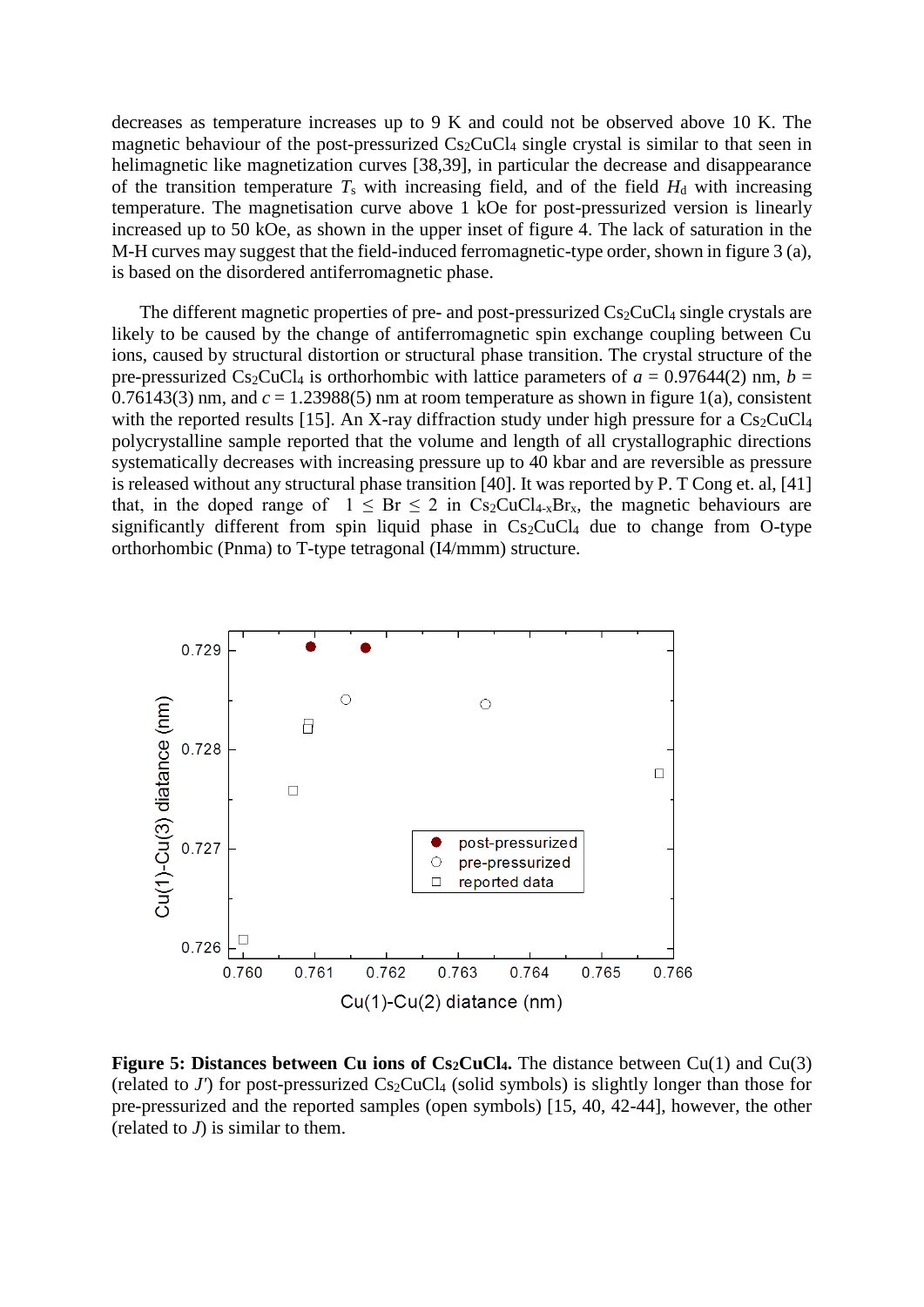decreases as temperature increases up to 9 K and could not be observed above 10 K. The magnetic behaviour of the post-pressurized $Cs_2CuCl_4$ single crystal is similar to that seen in helimagnetic like magnetization curves [38,39], in particular the decrease and disappearance of the transition temperature $T_s$ with increasing field, and of the field $H_d$ with increasing temperature. The magnetisation curve above 1 kOe for post-pressurized version is linearly increased up to 50 kOe, as shown in the upper inset of figure 4. The lack of saturation in the M-H curves may suggest that the field-induced ferromagnetic-type order, shown in figure 3 (a), is based on the disordered antiferromagnetic phase.

The different magnetic properties of pre- and post-pressurized $Cs_2CuCl_4$ single crystals are likely to be caused by the change of antiferromagnetic spin exchange coupling between Cu ions, caused by structural distortion or structural phase transition. The crystal structure of the pre-pressurized $Cs_2CuCl_4$ is orthorhombic with lattice parameters of $a$ = 0.97644(2) nm, $b$ = 0.76143(3) nm, and $c$ = 1.23988(5) nm at room temperature as shown in figure 1(a), consistent with the reported results [15]. An X-ray diffraction study under high pressure for a $Cs_2CuCl_4$ polycrystalline sample reported that the volume and length of all crystallographic directions systematically decreases with increasing pressure up to 40 kbar and are reversible as pressure is released without any structural phase transition [40]. It was reported by P. T Cong et. al, [41] that, in the doped range of $1 \leq$ Br $\leq 2$ in $Cs_2CuCl_{4-x}Br_x$, the magnetic behaviours are significantly different from spin liquid phase in $Cs_2CuCl_4$ due to change from O-type orthorhombic (Pnma) to T-type tetragonal (I4/mmm) structure.

**Figure 5: Distances between Cu ions of $Cs_2CuCl_4$.** The distance between Cu(1) and Cu(3) (related to $J'$) for post-pressurized $Cs_2CuCl_4$ (solid symbols) is slightly longer than those for pre-pressurized and the reported samples (open symbols) [15, 40, 42-44], however, the other (related to $J$) is similar to them.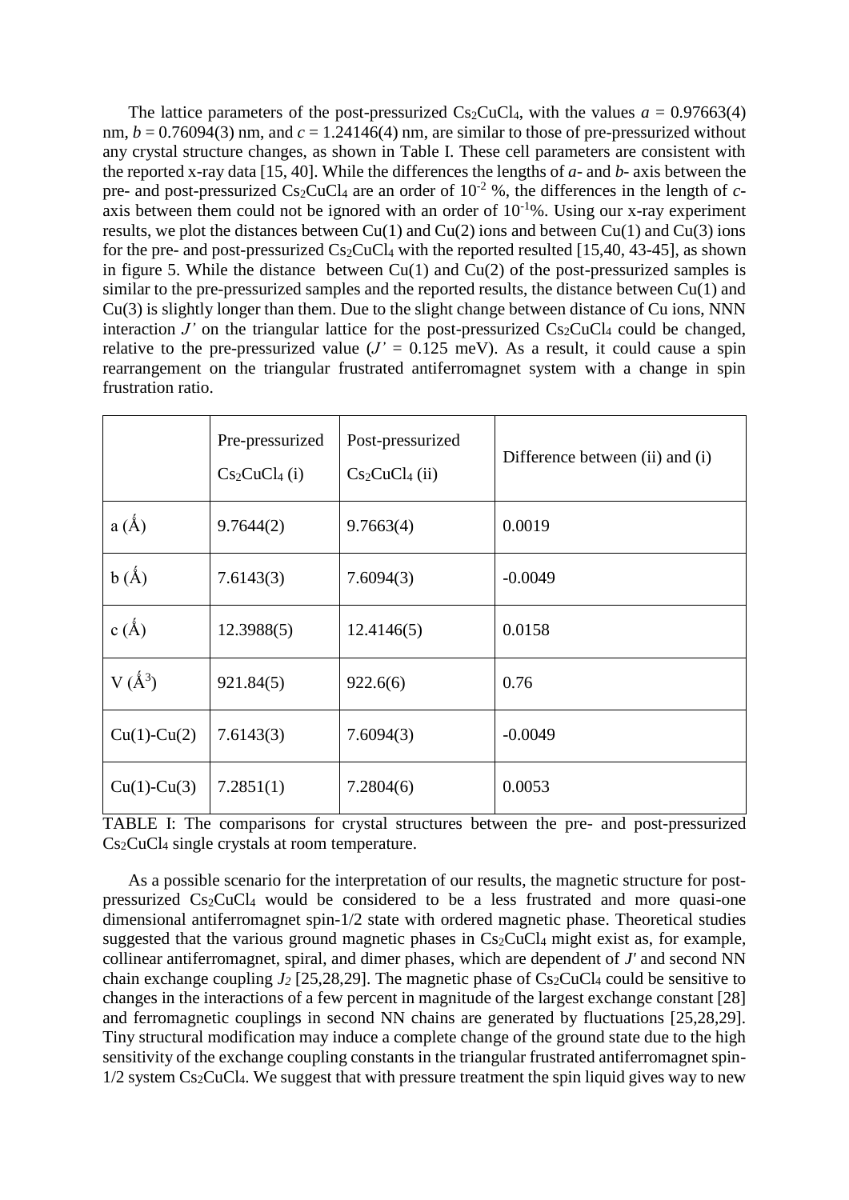The lattice parameters of the post-pressurized $Cs_2CuCl_4$, with the values $a$ = 0.97663(4) nm, $b$ = 0.76094(3) nm, and $c$ = 1.24146(4) nm, are similar to those of pre-pressurized without any crystal structure changes, as shown in Table I. These cell parameters are consistent with the reported x-ray data [15, 40]. While the differences the lengths of $a$- and $b$- axis between the pre- and post-pressurized $Cs_2CuCl_4$ are an order of $10^{-2}$ %, the differences in the length of $c$-axis between them could not be ignored with an order of $10^{-1}$%. Using our x-ray experiment results, we plot the distances between Cu(1) and Cu(2) ions and between Cu(1) and Cu(3) ions for the pre- and post-pressurized $Cs_2CuCl_4$ with the reported resulted [15,40, 43-45], as shown in figure 5. While the distance between Cu(1) and Cu(2) of the post-pressurized samples is similar to the pre-pressurized samples and the reported results, the distance between Cu(1) and Cu(3) is slightly longer than them. Due to the slight change between distance of Cu ions, NNN interaction $J'$ on the triangular lattice for the post-pressurized $Cs_2CuCl_4$ could be changed, relative to the pre-pressurized value ($J'$ = 0.125 meV). As a result, it could cause a spin rearrangement on the triangular frustrated antiferromagnet system with a change in spin frustration ratio.

| | Pre-pressurized $Cs_2CuCl_4$ (i) | Post-pressurized $Cs_2CuCl_4$ (ii) | Difference between (ii) and (i) |
|---|---|---|---|
| a (Å) | 9.7644(2) | 9.7663(4) | 0.0019 |
| b (Å) | 7.6143(3) | 7.6094(3) | -0.0049 |
| c (Å) | 12.3988(5) | 12.4146(5) | 0.0158 |
| V (Å$^3$) | 921.84(5) | 922.6(6) | 0.76 |
| Cu(1)-Cu(2) | 7.6143(3) | 7.6094(3) | -0.0049 |
| Cu(1)-Cu(3) | 7.2851(1) | 7.2804(6) | 0.0053 |

TABLE I: The comparisons for crystal structures between the pre- and post-pressurized $Cs_2CuCl_4$ single crystals at room temperature.

As a possible scenario for the interpretation of our results, the magnetic structure for post-pressurized $Cs_2CuCl_4$ would be considered to be a less frustrated and more quasi-one dimensional antiferromagnet spin-1/2 state with ordered magnetic phase. Theoretical studies suggested that the various ground magnetic phases in $Cs_2CuCl_4$ might exist as, for example, collinear antiferromagnet, spiral, and dimer phases, which are dependent of $J'$ and second NN chain exchange coupling $J_2$ [25,28,29]. The magnetic phase of $Cs_2CuCl_4$ could be sensitive to changes in the interactions of a few percent in magnitude of the largest exchange constant [28] and ferromagnetic couplings in second NN chains are generated by fluctuations [25,28,29]. Tiny structural modification may induce a complete change of the ground state due to the high sensitivity of the exchange coupling constants in the triangular frustrated antiferromagnet spin-1/2 system $Cs_2CuCl_4$. We suggest that with pressure treatment the spin liquid gives way to new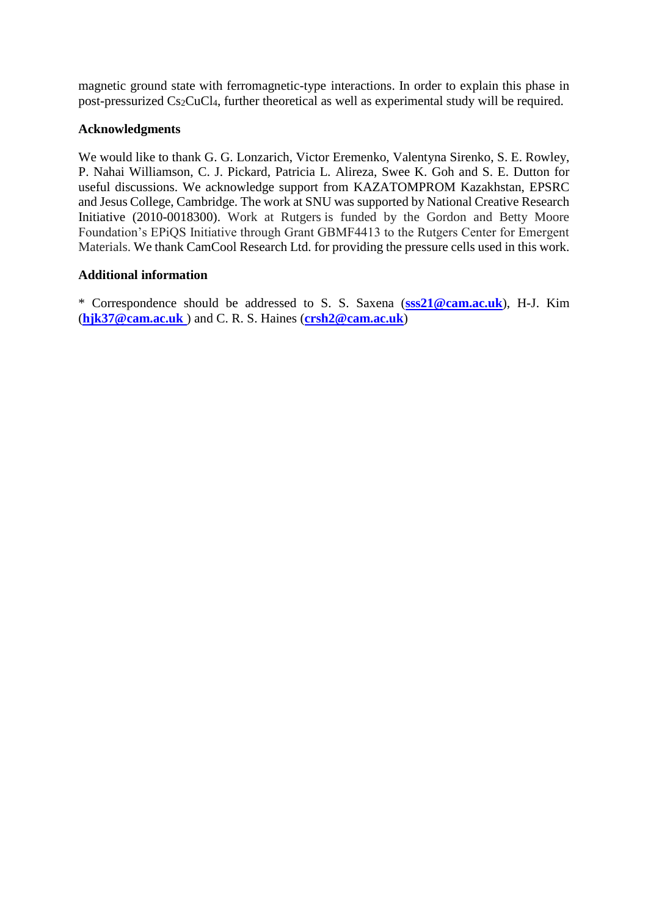magnetic ground state with ferromagnetic-type interactions. In order to explain this phase in post-pressurized $Cs_2CuCl_4$, further theoretical as well as experimental study will be required.

## Acknowledgments

We would like to thank G. G. Lonzarich, Victor Eremenko, Valentyna Sirenko, S. E. Rowley, P. Nahai Williamson, C. J. Pickard, Patricia L. Alireza, Swee K. Goh and S. E. Dutton for useful discussions. We acknowledge support from KAZATOMPROM Kazakhstan, EPSRC and Jesus College, Cambridge. The work at SNU was supported by National Creative Research Initiative (2010-0018300). Work at Rutgers is funded by the Gordon and Betty Moore Foundation's EPiQS Initiative through Grant GBMF4413 to the Rutgers Center for Emergent Materials. We thank CamCool Research Ltd. for providing the pressure cells used in this work.

## Additional information

* Correspondence should be addressed to S. S. Saxena (**sss21@cam.ac.uk**), H-J. Kim (**hjk37@cam.ac.uk** ) and C. R. S. Haines (**crsh2@cam.ac.uk**)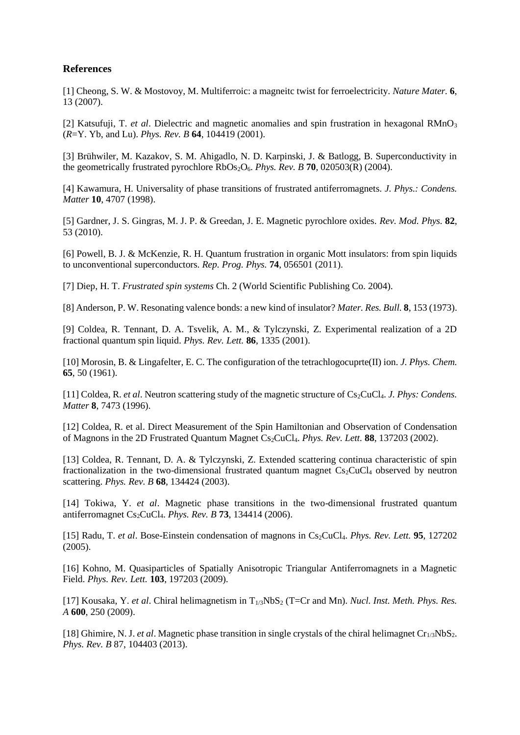## References

[1] Cheong, S. W. & Mostovoy, M. Multiferroic: a magneitc twist for ferroelectricity. *Nature Mater.* **6**, 13 (2007).

[2] Katsufuji, T. *et al*. Dielectric and magnetic anomalies and spin frustration in hexagonal $RMnO_3$ (*R*=Y. Yb, and Lu). *Phys. Rev. B* **64**, 104419 (2001).

[3] Brühwiler, M. Kazakov, S. M. Ahigadlo, N. D. Karpinski, J. & Batlogg, B. Superconductivity in the geometrically frustrated pyrochlore $RbOs_2O_6$. *Phys. Rev. B* **70**, 020503(R) (2004).

[4] Kawamura, H. Universality of phase transitions of frustrated antiferromagnets. *J. Phys.: Condens. Matter* **10**, 4707 (1998).

[5] Gardner, J. S. Gingras, M. J. P. & Greedan, J. E. Magnetic pyrochlore oxides. *Rev. Mod. Phys.* **82**, 53 (2010).

[6] Powell, B. J. & McKenzie, R. H. Quantum frustration in organic Mott insulators: from spin liquids to unconventional superconductors. *Rep. Prog. Phys.* **74**, 056501 (2011).

[7] Diep, H. T. *Frustrated spin systems* Ch. 2 (World Scientific Publishing Co. 2004).

[8] Anderson, P. W. Resonating valence bonds: a new kind of insulator? *Mater. Res. Bull.* **8**, 153 (1973).

[9] Coldea, R. Tennant, D. A. Tsvelik, A. M., & Tylczynski, Z. Experimental realization of a 2D fractional quantum spin liquid. *Phys. Rev. Lett.* **86**, 1335 (2001).

[10] Morosin, B. & Lingafelter, E. C. The configuration of the tetrachlogocuprte(II) ion. *J. Phys. Chem.* **65**, 50 (1961).

[11] Coldea, R. *et al*. Neutron scattering study of the magnetic structure of $Cs_2CuCl_4$. *J. Phys: Condens. Matter* **8**, 7473 (1996).

[12] Coldea, R. et al. Direct Measurement of the Spin Hamiltonian and Observation of Condensation of Magnons in the 2D Frustrated Quantum Magnet $Cs_2CuCl_4$. *Phys. Rev. Lett.* **88**, 137203 (2002).

[13] Coldea, R. Tennant, D. A. & Tylczynski, Z. Extended scattering continua characteristic of spin fractionalization in the two-dimensional frustrated quantum magnet $Cs_2CuCl_4$ observed by neutron scattering. *Phys. Rev. B* **68**, 134424 (2003).

[14] Tokiwa, Y. *et al*. Magnetic phase transitions in the two-dimensional frustrated quantum antiferromagnet $Cs_2CuCl_4$. *Phys. Rev. B* **73**, 134414 (2006).

[15] Radu, T. *et al*. Bose-Einstein condensation of magnons in $Cs_2CuCl_4$. *Phys. Rev. Lett.* **95**, 127202 (2005).

[16] Kohno, M. Quasiparticles of Spatially Anisotropic Triangular Antiferromagnets in a Magnetic Field. *Phys. Rev. Lett.* **103**, 197203 (2009).

[17] Kousaka, Y. *et al*. Chiral helimagnetism in $T_{1/3}NbS_2$ (T=Cr and Mn). *Nucl. Inst. Meth. Phys. Res. A* **600**, 250 (2009).

[18] Ghimire, N. J. *et al*. Magnetic phase transition in single crystals of the chiral helimagnet $Cr_{1/3}NbS_2$. *Phys. Rev. B* 87, 104403 (2013).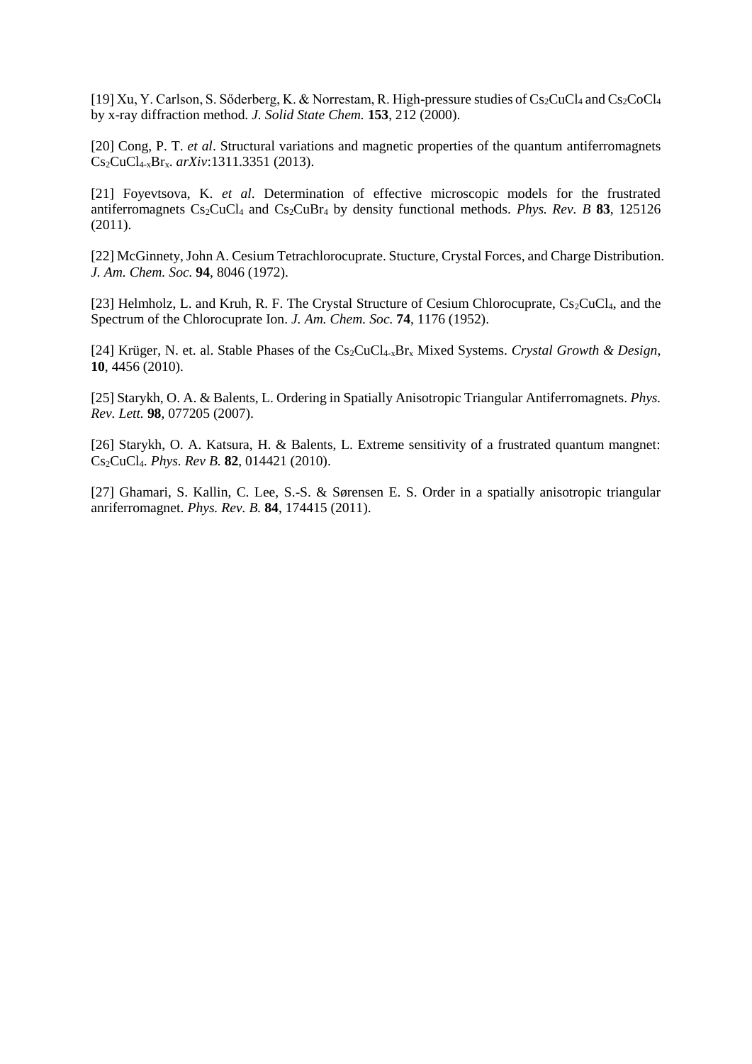[19] Xu, Y. Carlson, S. Sőderberg, K. & Norrestam, R. High-pressure studies of $Cs_2CuCl_4$ and $Cs_2CoCl_4$ by x-ray diffraction method. *J. Solid State Chem.* **153**, 212 (2000).

[20] Cong, P. T. *et al*. Structural variations and magnetic properties of the quantum antiferromagnets $Cs_2CuCl_{4-x}Br_x$. *arXiv*:1311.3351 (2013).

[21] Foyevtsova, K. *et al*. Determination of effective microscopic models for the frustrated antiferromagnets $Cs_2CuCl_4$ and $Cs_2CuBr_4$ by density functional methods. *Phys. Rev. B* **83**, 125126 (2011).

[22] McGinnety, John A. Cesium Tetrachlorocuprate. Stucture, Crystal Forces, and Charge Distribution. *J. Am. Chem. Soc.* **94**, 8046 (1972).

[23] Helmholz, L. and Kruh, R. F. The Crystal Structure of Cesium Chlorocuprate, $Cs_2CuCl_4$, and the Spectrum of the Chlorocuprate Ion. *J. Am. Chem. Soc.* **74**, 1176 (1952).

[24] Krüger, N. et. al. Stable Phases of the $Cs_2CuCl_{4-x}Br_x$ Mixed Systems. *Crystal Growth & Design*, **10**, 4456 (2010).

[25] Starykh, O. A. & Balents, L. Ordering in Spatially Anisotropic Triangular Antiferromagnets. *Phys. Rev. Lett.* **98**, 077205 (2007).

[26] Starykh, O. A. Katsura, H. & Balents, L. Extreme sensitivity of a frustrated quantum mangnet: $Cs_2CuCl_4$. *Phys. Rev B.* **82**, 014421 (2010).

[27] Ghamari, S. Kallin, C. Lee, S.-S. & Sørensen E. S. Order in a spatially anisotropic triangular anriferromagnet. *Phys. Rev. B.* **84**, 174415 (2011).